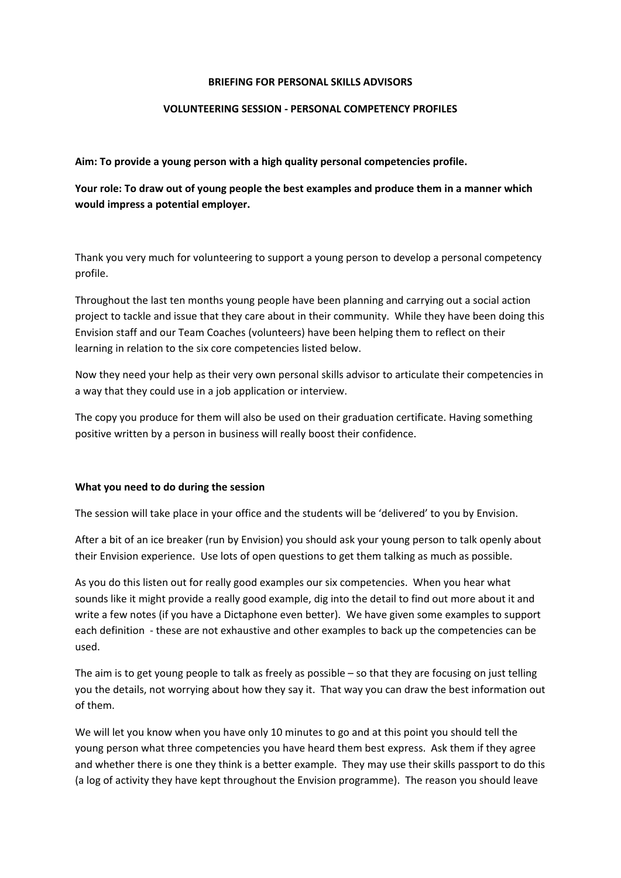**BRIEFING FOR PERSONAL SKILLS ADVISORS**

**VOLUNTEERING SESSION - PERSONAL COMPETENCY PROFILES**

**Aim: To provide a young person with a high quality personal competencies profile.**

**Your role: To draw out of young people the best examples and produce them in a manner which would impress a potential employer.**

Thank you very much for volunteering to support a young person to develop a personal competency profile.

Throughout the last ten months young people have been planning and carrying out a social action project to tackle and issue that they care about in their community. While they have been doing this Envision staff and our Team Coaches (volunteers) have been helping them to reflect on their learning in relation to the six core competencies listed below.

Now they need your help as their very own personal skills advisor to articulate their competencies in a way that they could use in a job application or interview.

The copy you produce for them will also be used on their graduation certificate. Having something positive written by a person in business will really boost their confidence.

**What you need to do during the session**

The session will take place in your office and the students will be 'delivered' to you by Envision.

After a bit of an ice breaker (run by Envision) you should ask your young person to talk openly about their Envision experience. Use lots of open questions to get them talking as much as possible.

As you do this listen out for really good examples our six competencies. When you hear what sounds like it might provide a really good example, dig into the detail to find out more about it and write a few notes (if you have a Dictaphone even better). We have given some examples to support each definition - these are not exhaustive and other examples to back up the competencies can be used.

The aim is to get young people to talk as freely as possible – so that they are focusing on just telling you the details, not worrying about how they say it. That way you can draw the best information out of them.

We will let you know when you have only 10 minutes to go and at this point you should tell the young person what three competencies you have heard them best express. Ask them if they agree and whether there is one they think is a better example. They may use their skills passport to do this (a log of activity they have kept throughout the Envision programme). The reason you should leave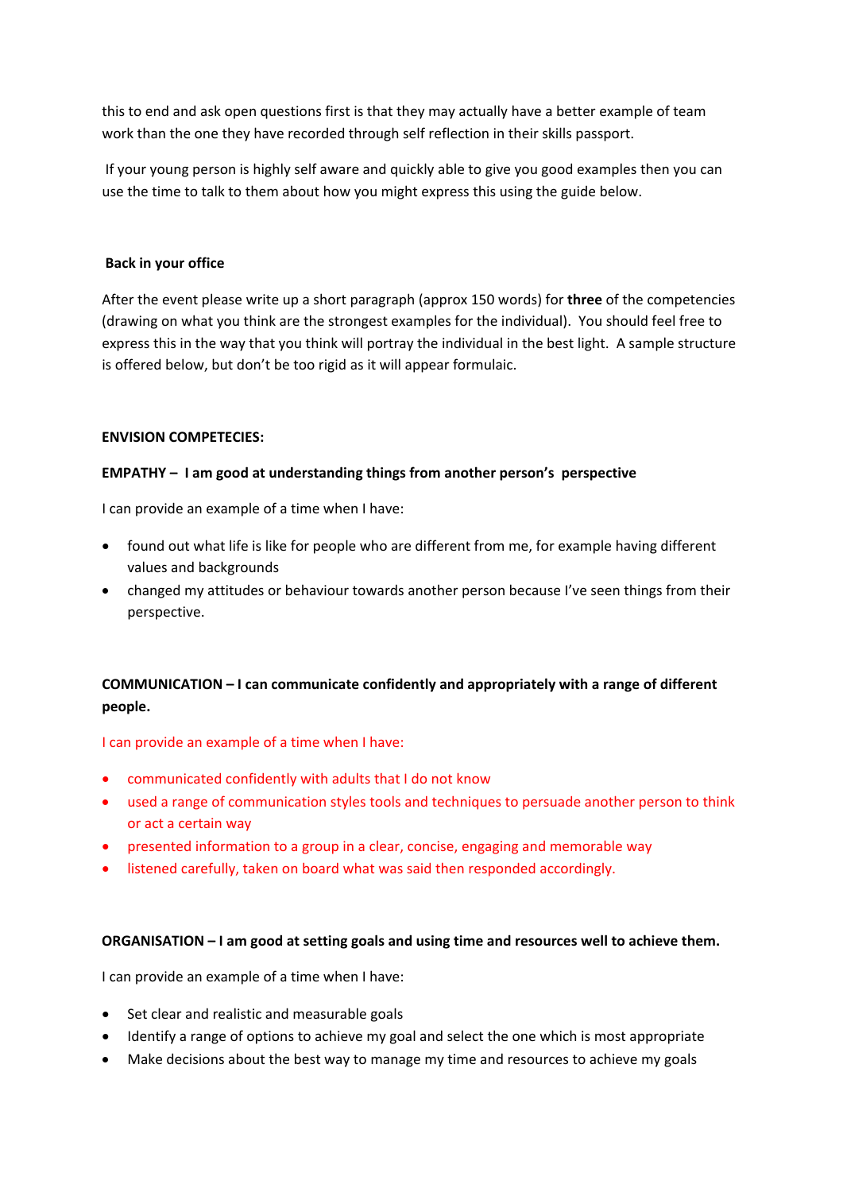this to end and ask open questions first is that they may actually have a better example of team work than the one they have recorded through self reflection in their skills passport.

If your young person is highly self aware and quickly able to give you good examples then you can use the time to talk to them about how you might express this using the guide below.

**Back in your office**

After the event please write up a short paragraph (approx 150 words) for **three** of the competencies (drawing on what you think are the strongest examples for the individual). You should feel free to express this in the way that you think will portray the individual in the best light. A sample structure is offered below, but don't be too rigid as it will appear formulaic.

**ENVISION COMPETECIES:**

**EMPATHY – I am good at understanding things from another person's perspective**

I can provide an example of a time when I have:

- found out what life is like for people who are different from me, for example having different values and backgrounds
- changed my attitudes or behaviour towards another person because I've seen things from their perspective.

**COMMUNICATION – I can communicate confidently and appropriately with a range of different people.**

I can provide an example of a time when I have:

- communicated confidently with adults that I do not know
- used a range of communication styles tools and techniques to persuade another person to think or act a certain way
- presented information to a group in a clear, concise, engaging and memorable way
- listened carefully, taken on board what was said then responded accordingly.

**ORGANISATION – I am good at setting goals and using time and resources well to achieve them.**

I can provide an example of a time when I have:

- Set clear and realistic and measurable goals
- Identify a range of options to achieve my goal and select the one which is most appropriate
- Make decisions about the best way to manage my time and resources to achieve my goals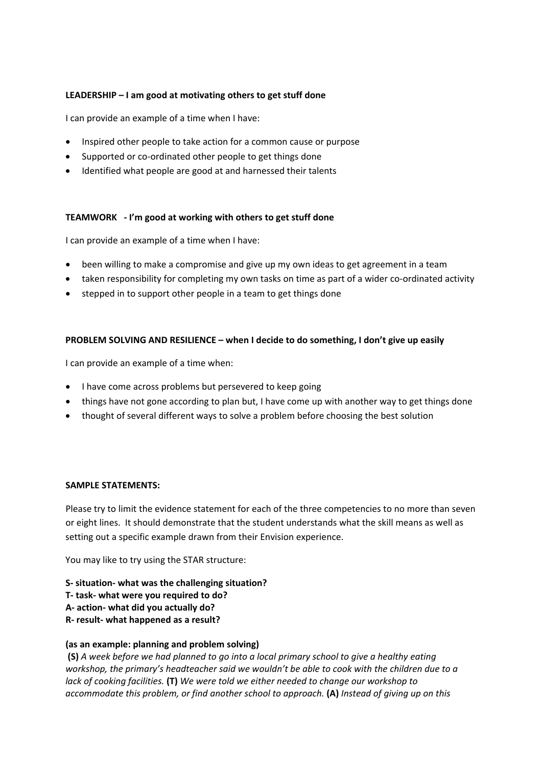**LEADERSHIP – I am good at motivating others to get stuff done**

I can provide an example of a time when I have:

- Inspired other people to take action for a common cause or purpose
- Supported or co-ordinated other people to get things done
- Identified what people are good at and harnessed their talents

**TEAMWORK - I'm good at working with others to get stuff done**

I can provide an example of a time when I have:

- been willing to make a compromise and give up my own ideas to get agreement in a team
- taken responsibility for completing my own tasks on time as part of a wider co-ordinated activity
- stepped in to support other people in a team to get things done

**PROBLEM SOLVING AND RESILIENCE – when I decide to do something, I don't give up easily**

I can provide an example of a time when:

- I have come across problems but persevered to keep going
- things have not gone according to plan but, I have come up with another way to get things done
- thought of several different ways to solve a problem before choosing the best solution

**SAMPLE STATEMENTS:**

Please try to limit the evidence statement for each of the three competencies to no more than seven or eight lines. It should demonstrate that the student understands what the skill means as well as setting out a specific example drawn from their Envision experience.

You may like to try using the STAR structure:

**S- situation- what was the challenging situation?**
**T- task- what were you required to do?**
**A- action- what did you actually do?**
**R- result- what happened as a result?**

**(as an example: planning and problem solving)**
**(S)** *A week before we had planned to go into a local primary school to give a healthy eating workshop, the primary's headteacher said we wouldn't be able to cook with the children due to a lack of cooking facilities.* **(T)** *We were told we either needed to change our workshop to accommodate this problem, or find another school to approach.* **(A)** *Instead of giving up on this*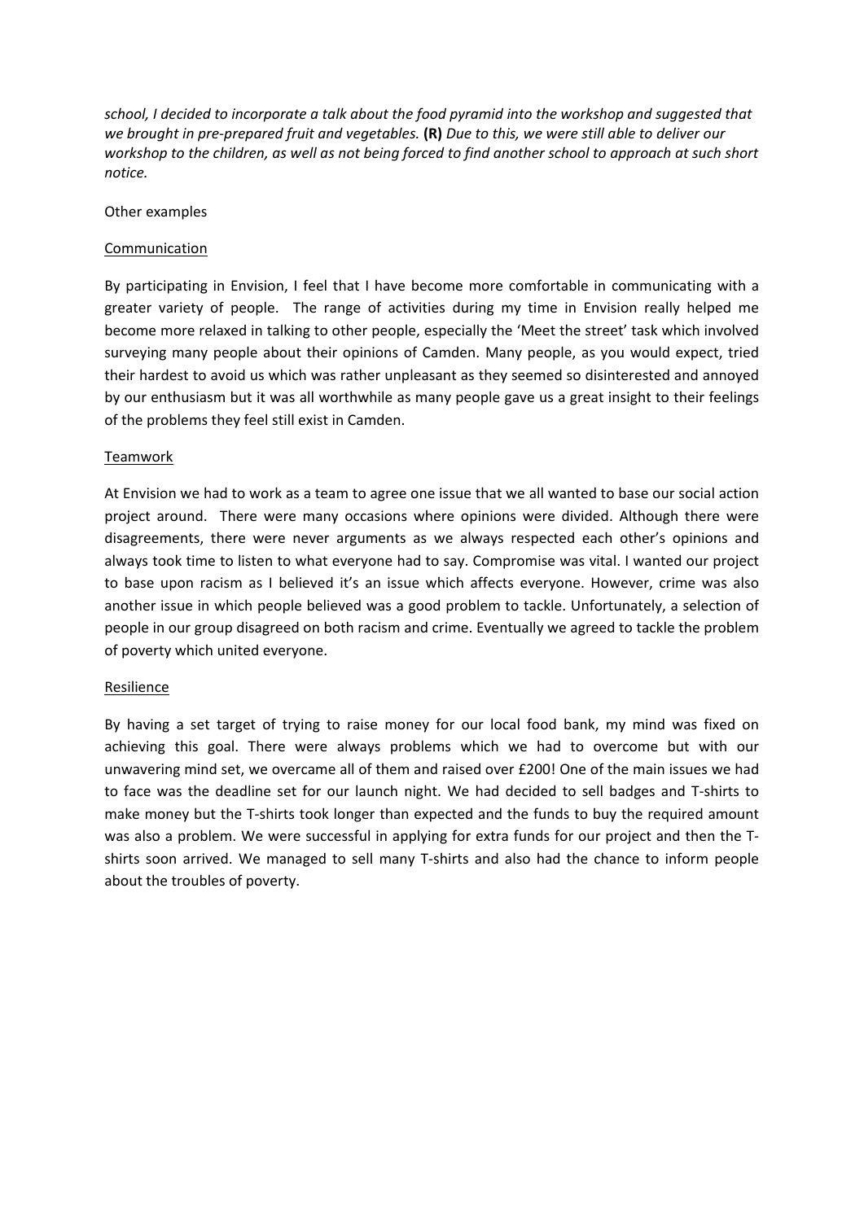*school, I decided to incorporate a talk about the food pyramid into the workshop and suggested that we brought in pre-prepared fruit and vegetables.* **(R)** *Due to this, we were still able to deliver our workshop to the children, as well as not being forced to find another school to approach at such short notice.*

Other examples

<u>Communication</u>

By participating in Envision, I feel that I have become more comfortable in communicating with a greater variety of people. The range of activities during my time in Envision really helped me become more relaxed in talking to other people, especially the 'Meet the street' task which involved surveying many people about their opinions of Camden. Many people, as you would expect, tried their hardest to avoid us which was rather unpleasant as they seemed so disinterested and annoyed by our enthusiasm but it was all worthwhile as many people gave us a great insight to their feelings of the problems they feel still exist in Camden.

<u>Teamwork</u>

At Envision we had to work as a team to agree one issue that we all wanted to base our social action project around. There were many occasions where opinions were divided. Although there were disagreements, there were never arguments as we always respected each other's opinions and always took time to listen to what everyone had to say. Compromise was vital. I wanted our project to base upon racism as I believed it's an issue which affects everyone. However, crime was also another issue in which people believed was a good problem to tackle. Unfortunately, a selection of people in our group disagreed on both racism and crime. Eventually we agreed to tackle the problem of poverty which united everyone.

<u>Resilience</u>

By having a set target of trying to raise money for our local food bank, my mind was fixed on achieving this goal. There were always problems which we had to overcome but with our unwavering mind set, we overcame all of them and raised over £200! One of the main issues we had to face was the deadline set for our launch night. We had decided to sell badges and T-shirts to make money but the T-shirts took longer than expected and the funds to buy the required amount was also a problem. We were successful in applying for extra funds for our project and then the T-shirts soon arrived. We managed to sell many T-shirts and also had the chance to inform people about the troubles of poverty.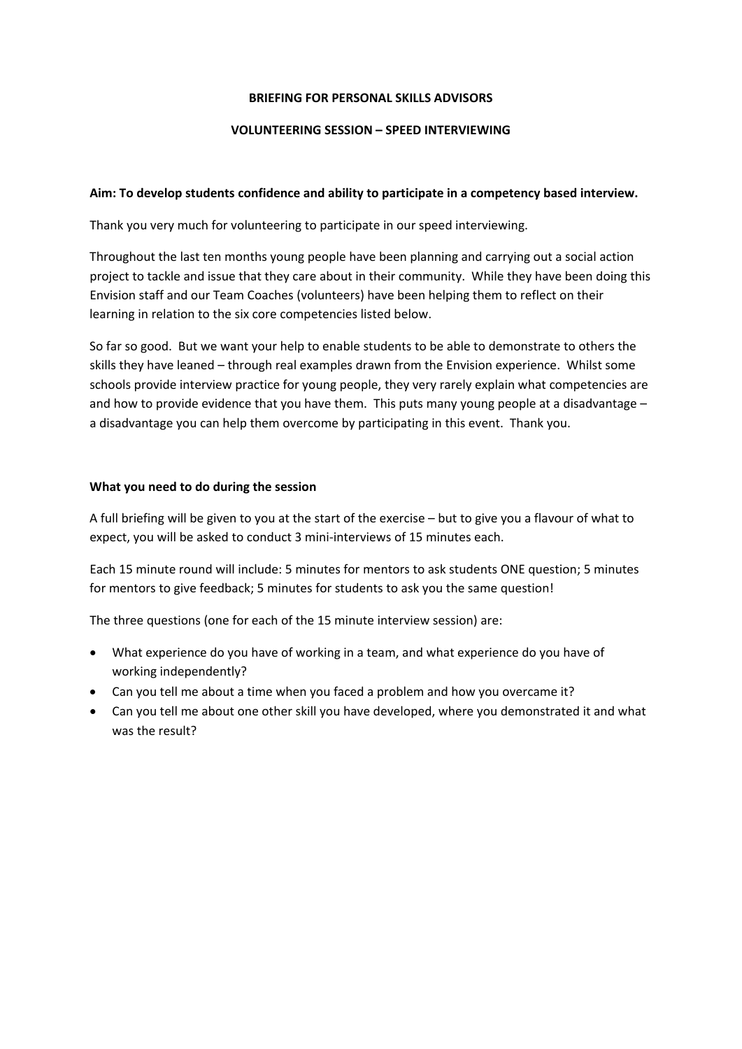**BRIEFING FOR PERSONAL SKILLS ADVISORS**

**VOLUNTEERING SESSION – SPEED INTERVIEWING**

**Aim: To develop students confidence and ability to participate in a competency based interview.**

Thank you very much for volunteering to participate in our speed interviewing.

Throughout the last ten months young people have been planning and carrying out a social action project to tackle and issue that they care about in their community. While they have been doing this Envision staff and our Team Coaches (volunteers) have been helping them to reflect on their learning in relation to the six core competencies listed below.

So far so good. But we want your help to enable students to be able to demonstrate to others the skills they have leaned – through real examples drawn from the Envision experience. Whilst some schools provide interview practice for young people, they very rarely explain what competencies are and how to provide evidence that you have them. This puts many young people at a disadvantage – a disadvantage you can help them overcome by participating in this event. Thank you.

**What you need to do during the session**

A full briefing will be given to you at the start of the exercise – but to give you a flavour of what to expect, you will be asked to conduct 3 mini-interviews of 15 minutes each.

Each 15 minute round will include: 5 minutes for mentors to ask students ONE question; 5 minutes for mentors to give feedback; 5 minutes for students to ask you the same question!

The three questions (one for each of the 15 minute interview session) are:

- What experience do you have of working in a team, and what experience do you have of working independently?
- Can you tell me about a time when you faced a problem and how you overcame it?
- Can you tell me about one other skill you have developed, where you demonstrated it and what was the result?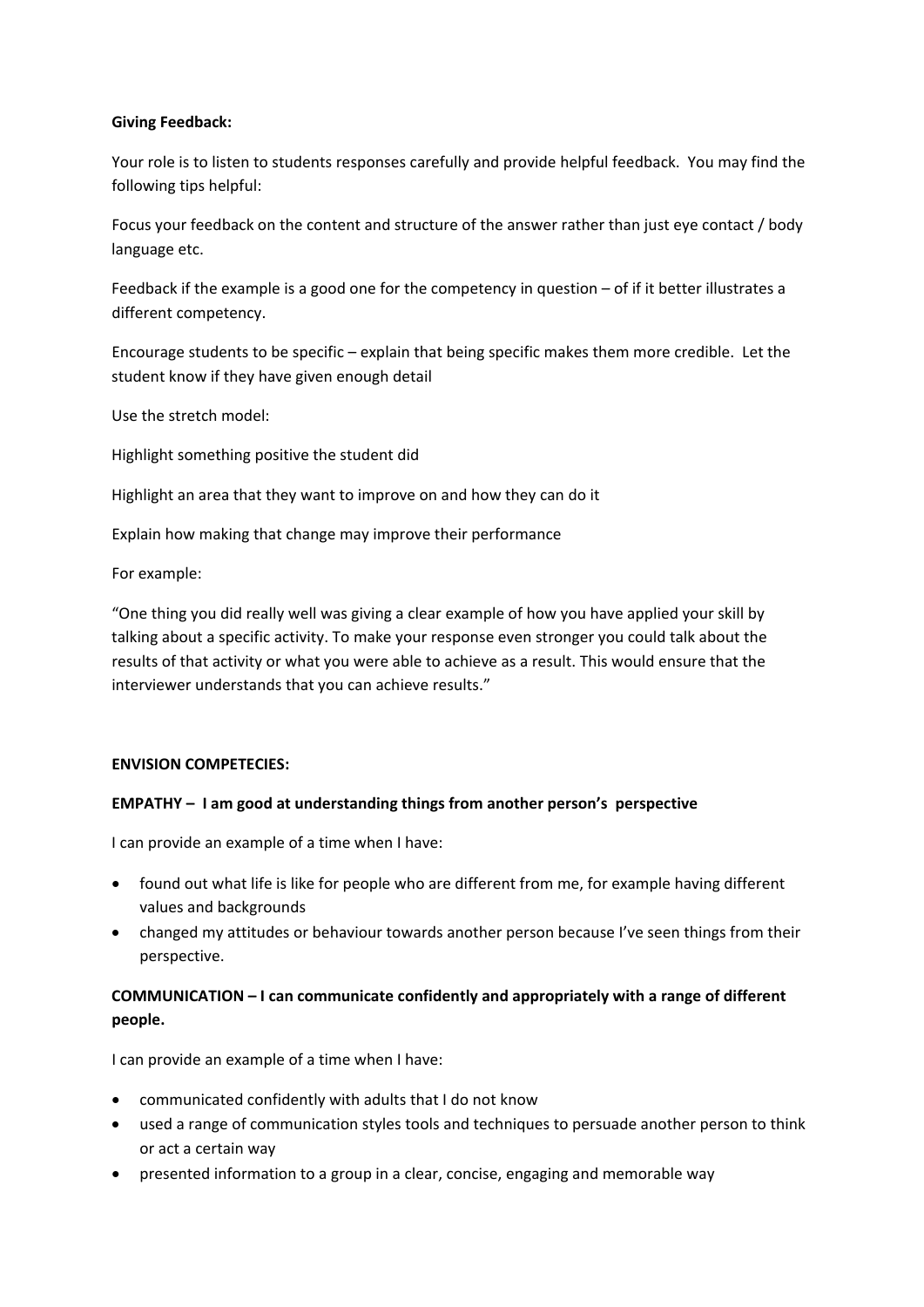**Giving Feedback:**

Your role is to listen to students responses carefully and provide helpful feedback. You may find the following tips helpful:

Focus your feedback on the content and structure of the answer rather than just eye contact / body language etc.

Feedback if the example is a good one for the competency in question – of if it better illustrates a different competency.

Encourage students to be specific – explain that being specific makes them more credible. Let the student know if they have given enough detail

Use the stretch model:

Highlight something positive the student did

Highlight an area that they want to improve on and how they can do it

Explain how making that change may improve their performance

For example:

"One thing you did really well was giving a clear example of how you have applied your skill by talking about a specific activity. To make your response even stronger you could talk about the results of that activity or what you were able to achieve as a result. This would ensure that the interviewer understands that you can achieve results."

**ENVISION COMPETECIES:**

**EMPATHY – I am good at understanding things from another person's perspective**

I can provide an example of a time when I have:

- found out what life is like for people who are different from me, for example having different values and backgrounds
- changed my attitudes or behaviour towards another person because I've seen things from their perspective.

**COMMUNICATION – I can communicate confidently and appropriately with a range of different people.**

I can provide an example of a time when I have:

- communicated confidently with adults that I do not know
- used a range of communication styles tools and techniques to persuade another person to think or act a certain way
- presented information to a group in a clear, concise, engaging and memorable way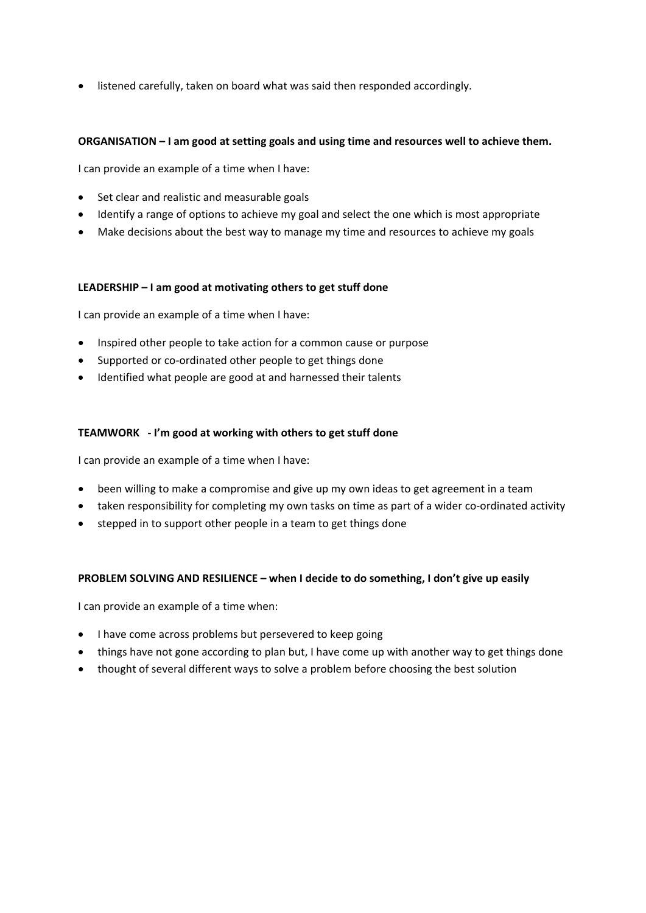- listened carefully, taken on board what was said then responded accordingly.

**ORGANISATION – I am good at setting goals and using time and resources well to achieve them.**

I can provide an example of a time when I have:

- Set clear and realistic and measurable goals
- Identify a range of options to achieve my goal and select the one which is most appropriate
- Make decisions about the best way to manage my time and resources to achieve my goals

**LEADERSHIP – I am good at motivating others to get stuff done**

I can provide an example of a time when I have:

- Inspired other people to take action for a common cause or purpose
- Supported or co-ordinated other people to get things done
- Identified what people are good at and harnessed their talents

**TEAMWORK - I'm good at working with others to get stuff done**

I can provide an example of a time when I have:

- been willing to make a compromise and give up my own ideas to get agreement in a team
- taken responsibility for completing my own tasks on time as part of a wider co-ordinated activity
- stepped in to support other people in a team to get things done

**PROBLEM SOLVING AND RESILIENCE – when I decide to do something, I don't give up easily**

I can provide an example of a time when:

- I have come across problems but persevered to keep going
- things have not gone according to plan but, I have come up with another way to get things done
- thought of several different ways to solve a problem before choosing the best solution